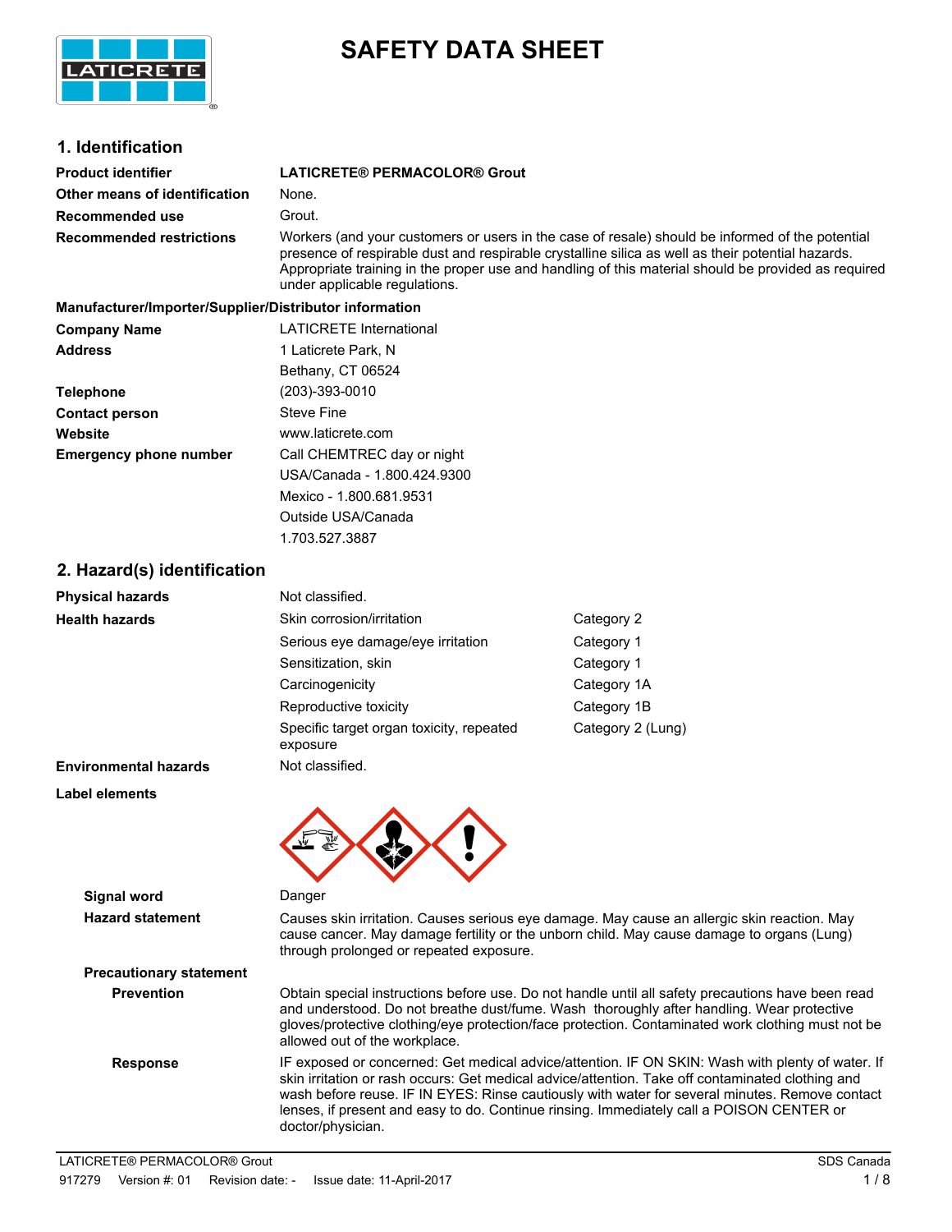# SAFETY DATA SHEET

## 1. Identification

| | |
|---|---|
| **Product identifier** | **LATICRETE® PERMACOLOR® Grout** |
| **Other means of identification** | None. |
| **Recommended use** | Grout. |
| **Recommended restrictions** | Workers (and your customers or users in the case of resale) should be informed of the potential presence of respirable dust and respirable crystalline silica as well as their potential hazards. Appropriate training in the proper use and handling of this material should be provided as required under applicable regulations. |

**Manufacturer/Importer/Supplier/Distributor information**

| | |
|---|---|
| **Company Name** | LATICRETE International |
| **Address** | 1 Laticrete Park, N<br>Bethany, CT 06524 |
| **Telephone** | (203)-393-0010 |
| **Contact person** | Steve Fine |
| **Website** | www.laticrete.com |
| **Emergency phone number** | Call CHEMTREC day or night<br>USA/Canada - 1.800.424.9300<br>Mexico - 1.800.681.9531<br>Outside USA/Canada<br>1.703.527.3887 |

## 2. Hazard(s) identification

| | | |
|---|---|---|
| **Physical hazards** | Not classified. | |
| **Health hazards** | Skin corrosion/irritation | Category 2 |
| | Serious eye damage/eye irritation | Category 1 |
| | Sensitization, skin | Category 1 |
| | Carcinogenicity | Category 1A |
| | Reproductive toxicity | Category 1B |
| | Specific target organ toxicity, repeated exposure | Category 2 (Lung) |
| **Environmental hazards** | Not classified. | |

**Label elements**

| | |
|---|---|
| **Signal word** | Danger |
| **Hazard statement** | Causes skin irritation. Causes serious eye damage. May cause an allergic skin reaction. May cause cancer. May damage fertility or the unborn child. May cause damage to organs (Lung) through prolonged or repeated exposure. |

**Precautionary statement**

| | |
|---|---|
| **Prevention** | Obtain special instructions before use. Do not handle until all safety precautions have been read and understood. Do not breathe dust/fume. Wash thoroughly after handling. Wear protective gloves/protective clothing/eye protection/face protection. Contaminated work clothing must not be allowed out of the workplace. |
| **Response** | IF exposed or concerned: Get medical advice/attention. IF ON SKIN: Wash with plenty of water. If skin irritation or rash occurs: Get medical advice/attention. Take off contaminated clothing and wash before reuse. IF IN EYES: Rinse cautiously with water for several minutes. Remove contact lenses, if present and easy to do. Continue rinsing. Immediately call a POISON CENTER or doctor/physician. |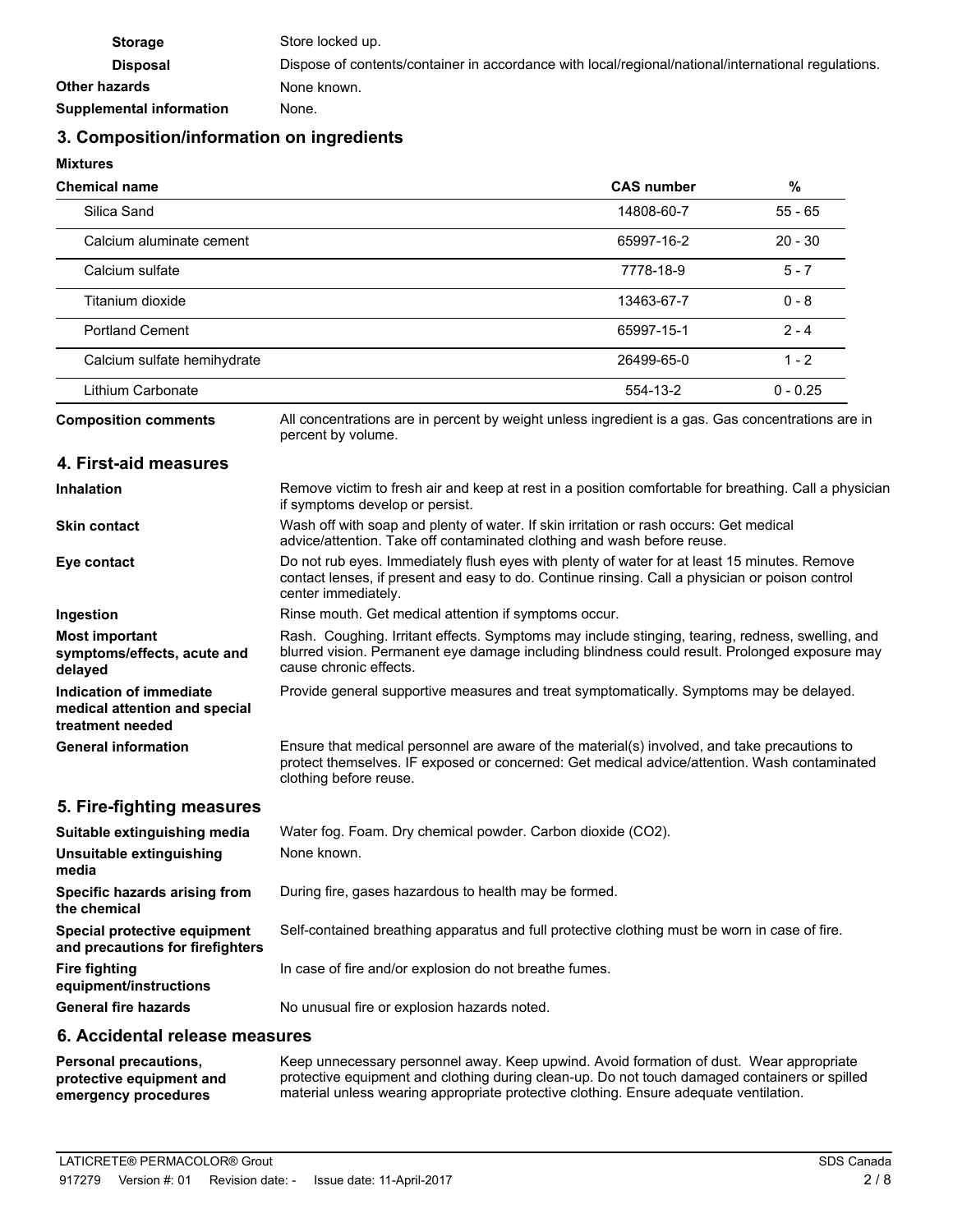| | |
|---|---|
| **Storage** | Store locked up. |
| **Disposal** | Dispose of contents/container in accordance with local/regional/national/international regulations. |
| **Other hazards** | None known. |
| **Supplemental information** | None. |

## 3. Composition/information on ingredients

**Mixtures**

| Chemical name | CAS number | % |
|---|---|---|
| Silica Sand | 14808-60-7 | 55 - 65 |
| Calcium aluminate cement | 65997-16-2 | 20 - 30 |
| Calcium sulfate | 7778-18-9 | 5 - 7 |
| Titanium dioxide | 13463-67-7 | 0 - 8 |
| Portland Cement | 65997-15-1 | 2 - 4 |
| Calcium sulfate hemihydrate | 26499-65-0 | 1 - 2 |
| Lithium Carbonate | 554-13-2 | 0 - 0.25 |

| | |
|---|---|
| **Composition comments** | All concentrations are in percent by weight unless ingredient is a gas. Gas concentrations are in percent by volume. |

## 4. First-aid measures

| | |
|---|---|
| **Inhalation** | Remove victim to fresh air and keep at rest in a position comfortable for breathing. Call a physician if symptoms develop or persist. |
| **Skin contact** | Wash off with soap and plenty of water. If skin irritation or rash occurs: Get medical advice/attention. Take off contaminated clothing and wash before reuse. |
| **Eye contact** | Do not rub eyes. Immediately flush eyes with plenty of water for at least 15 minutes. Remove contact lenses, if present and easy to do. Continue rinsing. Call a physician or poison control center immediately. |
| **Ingestion** | Rinse mouth. Get medical attention if symptoms occur. |
| **Most important symptoms/effects, acute and delayed** | Rash. Coughing. Irritant effects. Symptoms may include stinging, tearing, redness, swelling, and blurred vision. Permanent eye damage including blindness could result. Prolonged exposure may cause chronic effects. |
| **Indication of immediate medical attention and special treatment needed** | Provide general supportive measures and treat symptomatically. Symptoms may be delayed. |
| **General information** | Ensure that medical personnel are aware of the material(s) involved, and take precautions to protect themselves. IF exposed or concerned: Get medical advice/attention. Wash contaminated clothing before reuse. |

## 5. Fire-fighting measures

| | |
|---|---|
| **Suitable extinguishing media** | Water fog. Foam. Dry chemical powder. Carbon dioxide ($CO_2$). |
| **Unsuitable extinguishing media** | None known. |
| **Specific hazards arising from the chemical** | During fire, gases hazardous to health may be formed. |
| **Special protective equipment and precautions for firefighters** | Self-contained breathing apparatus and full protective clothing must be worn in case of fire. |
| **Fire fighting equipment/instructions** | In case of fire and/or explosion do not breathe fumes. |
| **General fire hazards** | No unusual fire or explosion hazards noted. |

## 6. Accidental release measures

| | |
|---|---|
| **Personal precautions, protective equipment and emergency procedures** | Keep unnecessary personnel away. Keep upwind. Avoid formation of dust. Wear appropriate protective equipment and clothing during clean-up. Do not touch damaged containers or spilled material unless wearing appropriate protective clothing. Ensure adequate ventilation. |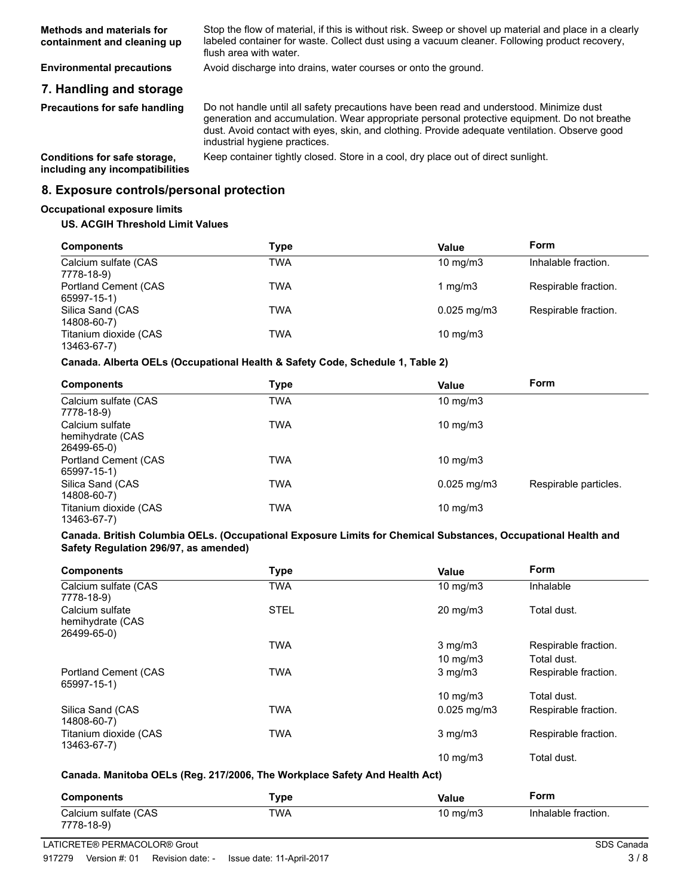| | |
|---|---|
| **Methods and materials for containment and cleaning up** | Stop the flow of material, if this is without risk. Sweep or shovel up material and place in a clearly labeled container for waste. Collect dust using a vacuum cleaner. Following product recovery, flush area with water. |
| **Environmental precautions** | Avoid discharge into drains, water courses or onto the ground. |

## 7. Handling and storage

| | |
|---|---|
| **Precautions for safe handling** | Do not handle until all safety precautions have been read and understood. Minimize dust generation and accumulation. Wear appropriate personal protective equipment. Do not breathe dust. Avoid contact with eyes, skin, and clothing. Provide adequate ventilation. Observe good industrial hygiene practices. |
| **Conditions for safe storage, including any incompatibilities** | Keep container tightly closed. Store in a cool, dry place out of direct sunlight. |

## 8. Exposure controls/personal protection

**Occupational exposure limits**

**US. ACGIH Threshold Limit Values**

| Components | Type | Value | Form |
|---|---|---|---|
| Calcium sulfate (CAS 7778-18-9) | TWA | 10 mg/m3 | Inhalable fraction. |
| Portland Cement (CAS 65997-15-1) | TWA | 1 mg/m3 | Respirable fraction. |
| Silica Sand (CAS 14808-60-7) | TWA | 0.025 mg/m3 | Respirable fraction. |
| Titanium dioxide (CAS 13463-67-7) | TWA | 10 mg/m3 | |

**Canada. Alberta OELs (Occupational Health & Safety Code, Schedule 1, Table 2)**

| Components | Type | Value | Form |
|---|---|---|---|
| Calcium sulfate (CAS 7778-18-9) | TWA | 10 mg/m3 | |
| Calcium sulfate hemihydrate (CAS 26499-65-0) | TWA | 10 mg/m3 | |
| Portland Cement (CAS 65997-15-1) | TWA | 10 mg/m3 | |
| Silica Sand (CAS 14808-60-7) | TWA | 0.025 mg/m3 | Respirable particles. |
| Titanium dioxide (CAS 13463-67-7) | TWA | 10 mg/m3 | |

**Canada. British Columbia OELs. (Occupational Exposure Limits for Chemical Substances, Occupational Health and Safety Regulation 296/97, as amended)**

| Components | Type | Value | Form |
|---|---|---|---|
| Calcium sulfate (CAS 7778-18-9) | TWA | 10 mg/m3 | Inhalable |
| Calcium sulfate hemihydrate (CAS 26499-65-0) | STEL | 20 mg/m3 | Total dust. |
| | TWA | 3 mg/m3 | Respirable fraction. |
| | | 10 mg/m3 | Total dust. |
| Portland Cement (CAS 65997-15-1) | TWA | 3 mg/m3 | Respirable fraction. |
| | | 10 mg/m3 | Total dust. |
| Silica Sand (CAS 14808-60-7) | TWA | 0.025 mg/m3 | Respirable fraction. |
| Titanium dioxide (CAS 13463-67-7) | TWA | 3 mg/m3 | Respirable fraction. |
| | | 10 mg/m3 | Total dust. |

**Canada. Manitoba OELs (Reg. 217/2006, The Workplace Safety And Health Act)**

| Components | Type | Value | Form |
|---|---|---|---|
| Calcium sulfate (CAS 7778-18-9) | TWA | 10 mg/m3 | Inhalable fraction. |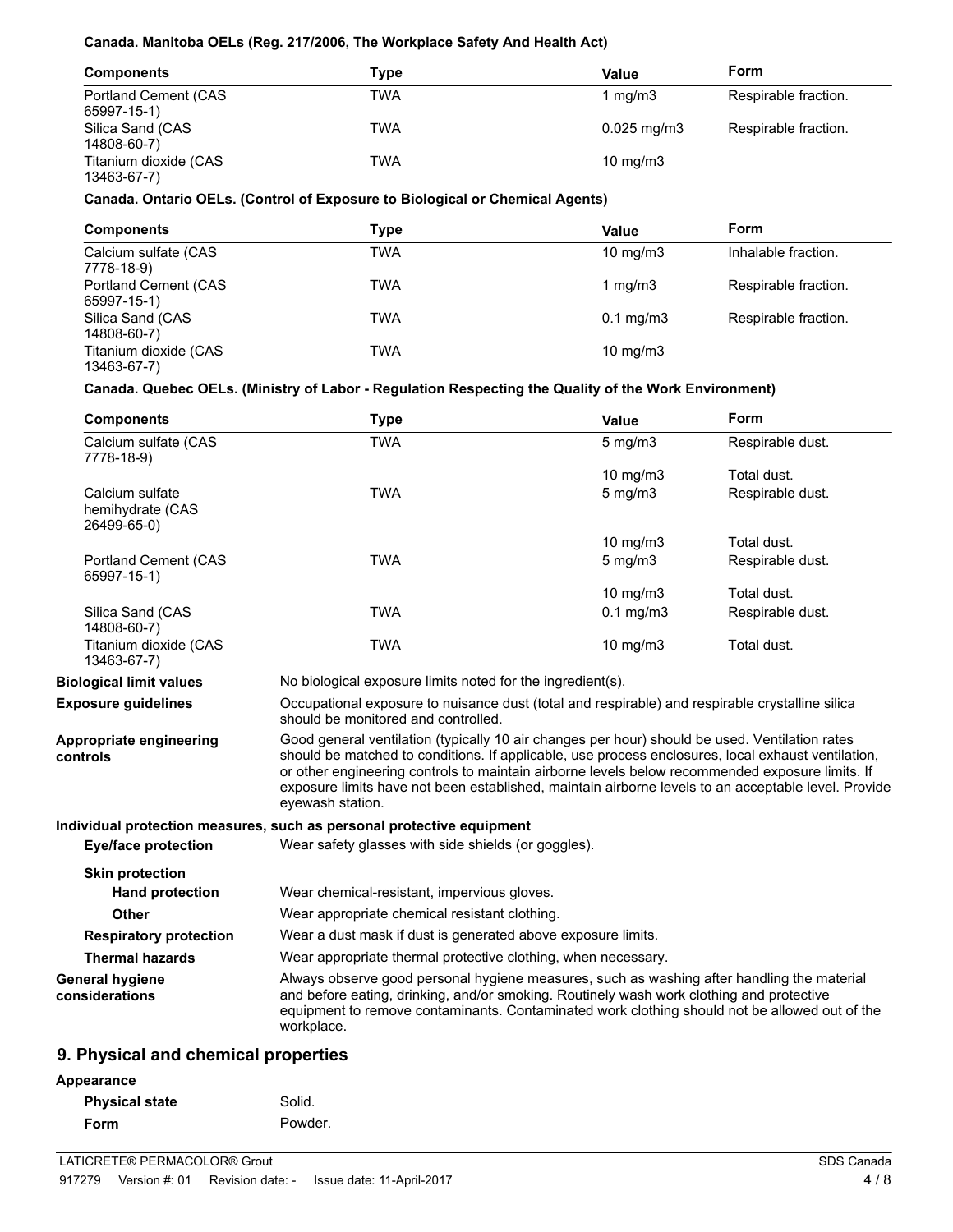**Canada. Manitoba OELs (Reg. 217/2006, The Workplace Safety And Health Act)**

| Components | Type | Value | Form |
|---|---|---|---|
| Portland Cement (CAS 65997-15-1) | TWA | 1 mg/m3 | Respirable fraction. |
| Silica Sand (CAS 14808-60-7) | TWA | 0.025 mg/m3 | Respirable fraction. |
| Titanium dioxide (CAS 13463-67-7) | TWA | 10 mg/m3 | |

**Canada. Ontario OELs. (Control of Exposure to Biological or Chemical Agents)**

| Components | Type | Value | Form |
|---|---|---|---|
| Calcium sulfate (CAS 7778-18-9) | TWA | 10 mg/m3 | Inhalable fraction. |
| Portland Cement (CAS 65997-15-1) | TWA | 1 mg/m3 | Respirable fraction. |
| Silica Sand (CAS 14808-60-7) | TWA | 0.1 mg/m3 | Respirable fraction. |
| Titanium dioxide (CAS 13463-67-7) | TWA | 10 mg/m3 | |

**Canada. Quebec OELs. (Ministry of Labor - Regulation Respecting the Quality of the Work Environment)**

| Components | Type | Value | Form |
|---|---|---|---|
| Calcium sulfate (CAS 7778-18-9) | TWA | 5 mg/m3 | Respirable dust. |
| | | 10 mg/m3 | Total dust. |
| Calcium sulfate hemihydrate (CAS 26499-65-0) | TWA | 5 mg/m3 | Respirable dust. |
| | | 10 mg/m3 | Total dust. |
| Portland Cement (CAS 65997-15-1) | TWA | 5 mg/m3 | Respirable dust. |
| | | 10 mg/m3 | Total dust. |
| Silica Sand (CAS 14808-60-7) | TWA | 0.1 mg/m3 | Respirable dust. |
| Titanium dioxide (CAS 13463-67-7) | TWA | 10 mg/m3 | Total dust. |

**Biological limit values**
No biological exposure limits noted for the ingredient(s).

**Exposure guidelines**
Occupational exposure to nuisance dust (total and respirable) and respirable crystalline silica should be monitored and controlled.

**Appropriate engineering controls**
Good general ventilation (typically 10 air changes per hour) should be used. Ventilation rates should be matched to conditions. If applicable, use process enclosures, local exhaust ventilation, or other engineering controls to maintain airborne levels below recommended exposure limits. If exposure limits have not been established, maintain airborne levels to an acceptable level. Provide eyewash station.

**Individual protection measures, such as personal protective equipment**

**Eye/face protection**
Wear safety glasses with side shields (or goggles).

**Skin protection**

**Hand protection**
Wear chemical-resistant, impervious gloves.

**Other**
Wear appropriate chemical resistant clothing.

**Respiratory protection**
Wear a dust mask if dust is generated above exposure limits.

**Thermal hazards**
Wear appropriate thermal protective clothing, when necessary.

**General hygiene considerations**
Always observe good personal hygiene measures, such as washing after handling the material and before eating, drinking, and/or smoking. Routinely wash work clothing and protective equipment to remove contaminants. Contaminated work clothing should not be allowed out of the workplace.

## 9. Physical and chemical properties

**Appearance**

**Physical state** Solid.

**Form** Powder.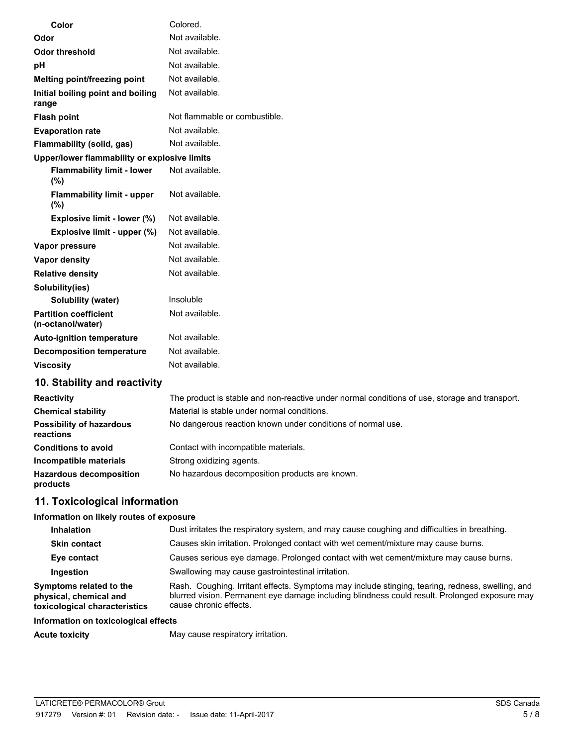| | |
|---|---|
| **Color** | Colored. |
| **Odor** | Not available. |
| **Odor threshold** | Not available. |
| **pH** | Not available. |
| **Melting point/freezing point** | Not available. |
| **Initial boiling point and boiling range** | Not available. |
| **Flash point** | Not flammable or combustible. |
| **Evaporation rate** | Not available. |
| **Flammability (solid, gas)** | Not available. |
| **Upper/lower flammability or explosive limits** | |
| **Flammability limit - lower (%)** | Not available. |
| **Flammability limit - upper (%)** | Not available. |
| **Explosive limit - lower (%)** | Not available. |
| **Explosive limit - upper (%)** | Not available. |
| **Vapor pressure** | Not available. |
| **Vapor density** | Not available. |
| **Relative density** | Not available. |
| **Solubility(ies)** | |
| **Solubility (water)** | Insoluble |
| **Partition coefficient (n-octanol/water)** | Not available. |
| **Auto-ignition temperature** | Not available. |
| **Decomposition temperature** | Not available. |
| **Viscosity** | Not available. |

## 10. Stability and reactivity

| | |
|---|---|
| **Reactivity** | The product is stable and non-reactive under normal conditions of use, storage and transport. |
| **Chemical stability** | Material is stable under normal conditions. |
| **Possibility of hazardous reactions** | No dangerous reaction known under conditions of normal use. |
| **Conditions to avoid** | Contact with incompatible materials. |
| **Incompatible materials** | Strong oxidizing agents. |
| **Hazardous decomposition products** | No hazardous decomposition products are known. |

## 11. Toxicological information

**Information on likely routes of exposure**

| | |
|---|---|
| **Inhalation** | Dust irritates the respiratory system, and may cause coughing and difficulties in breathing. |
| **Skin contact** | Causes skin irritation. Prolonged contact with wet cement/mixture may cause burns. |
| **Eye contact** | Causes serious eye damage. Prolonged contact with wet cement/mixture may cause burns. |
| **Ingestion** | Swallowing may cause gastrointestinal irritation. |
| **Symptoms related to the physical, chemical and toxicological characteristics** | Rash. Coughing. Irritant effects. Symptoms may include stinging, tearing, redness, swelling, and blurred vision. Permanent eye damage including blindness could result. Prolonged exposure may cause chronic effects. |

**Information on toxicological effects**

| | |
|---|---|
| **Acute toxicity** | May cause respiratory irritation. |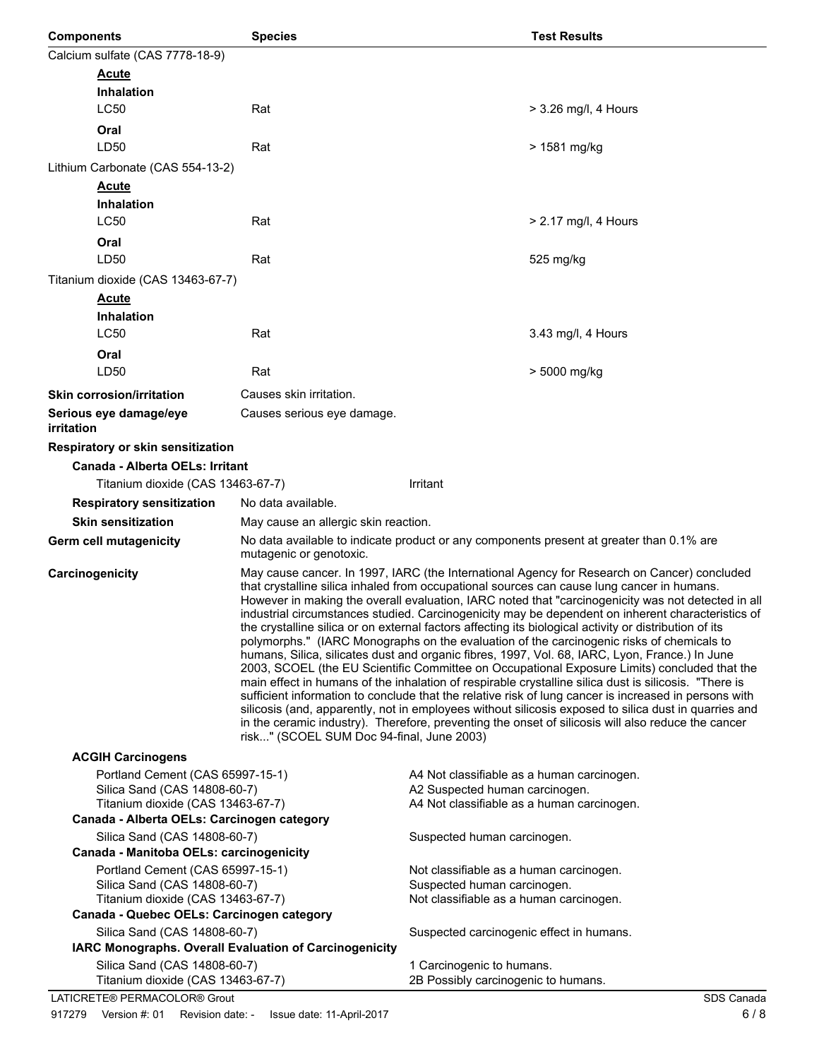| Components | Species | Test Results |
|---|---|---|
| Calcium sulfate (CAS 7778-18-9) | | |
| **Acute** | | |
| **Inhalation** | | |
| LC50 | Rat | > 3.26 mg/l, 4 Hours |
| **Oral** | | |
| LD50 | Rat | > 1581 mg/kg |
| Lithium Carbonate (CAS 554-13-2) | | |
| **Acute** | | |
| **Inhalation** | | |
| LC50 | Rat | > 2.17 mg/l, 4 Hours |
| **Oral** | | |
| LD50 | Rat | 525 mg/kg |
| Titanium dioxide (CAS 13463-67-7) | | |
| **Acute** | | |
| **Inhalation** | | |
| LC50 | Rat | 3.43 mg/l, 4 Hours |
| **Oral** | | |
| LD50 | Rat | > 5000 mg/kg |

**Skin corrosion/irritation** Causes skin irritation.

**Serious eye damage/eye irritation** Causes serious eye damage.

**Respiratory or skin sensitization**

**Canada - Alberta OELs: Irritant**

Titanium dioxide (CAS 13463-67-7) Irritant

**Respiratory sensitization** No data available.

**Skin sensitization** May cause an allergic skin reaction.

**Germ cell mutagenicity** No data available to indicate product or any components present at greater than 0.1% are mutagenic or genotoxic.

**Carcinogenicity** May cause cancer. In 1997, IARC (the International Agency for Research on Cancer) concluded that crystalline silica inhaled from occupational sources can cause lung cancer in humans. However in making the overall evaluation, IARC noted that "carcinogenicity was not detected in all industrial circumstances studied. Carcinogenicity may be dependent on inherent characteristics of the crystalline silica or on external factors affecting its biological activity or distribution of its polymorphs." (IARC Monographs on the evaluation of the carcinogenic risks of chemicals to humans, Silica, silicates dust and organic fibres, 1997, Vol. 68, IARC, Lyon, France.) In June 2003, SCOEL (the EU Scientific Committee on Occupational Exposure Limits) concluded that the main effect in humans of the inhalation of respirable crystalline silica dust is silicosis. "There is sufficient information to conclude that the relative risk of lung cancer is increased in persons with silicosis (and, apparently, not in employees without silicosis exposed to silica dust in quarries and in the ceramic industry). Therefore, preventing the onset of silicosis will also reduce the cancer risk..." (SCOEL SUM Doc 94-final, June 2003)

**ACGIH Carcinogens**

| | |
|---|---|
| Portland Cement (CAS 65997-15-1) | A4 Not classifiable as a human carcinogen. |
| Silica Sand (CAS 14808-60-7) | A2 Suspected human carcinogen. |
| Titanium dioxide (CAS 13463-67-7) | A4 Not classifiable as a human carcinogen. |

**Canada - Alberta OELs: Carcinogen category**

| | |
|---|---|
| Silica Sand (CAS 14808-60-7) | Suspected human carcinogen. |

**Canada - Manitoba OELs: carcinogenicity**

| | |
|---|---|
| Portland Cement (CAS 65997-15-1) | Not classifiable as a human carcinogen. |
| Silica Sand (CAS 14808-60-7) | Suspected human carcinogen. |
| Titanium dioxide (CAS 13463-67-7) | Not classifiable as a human carcinogen. |

**Canada - Quebec OELs: Carcinogen category**

| | |
|---|---|
| Silica Sand (CAS 14808-60-7) | Suspected carcinogenic effect in humans. |

**IARC Monographs. Overall Evaluation of Carcinogenicity**

| | |
|---|---|
| Silica Sand (CAS 14808-60-7) | 1 Carcinogenic to humans. |
| Titanium dioxide (CAS 13463-67-7) | 2B Possibly carcinogenic to humans. |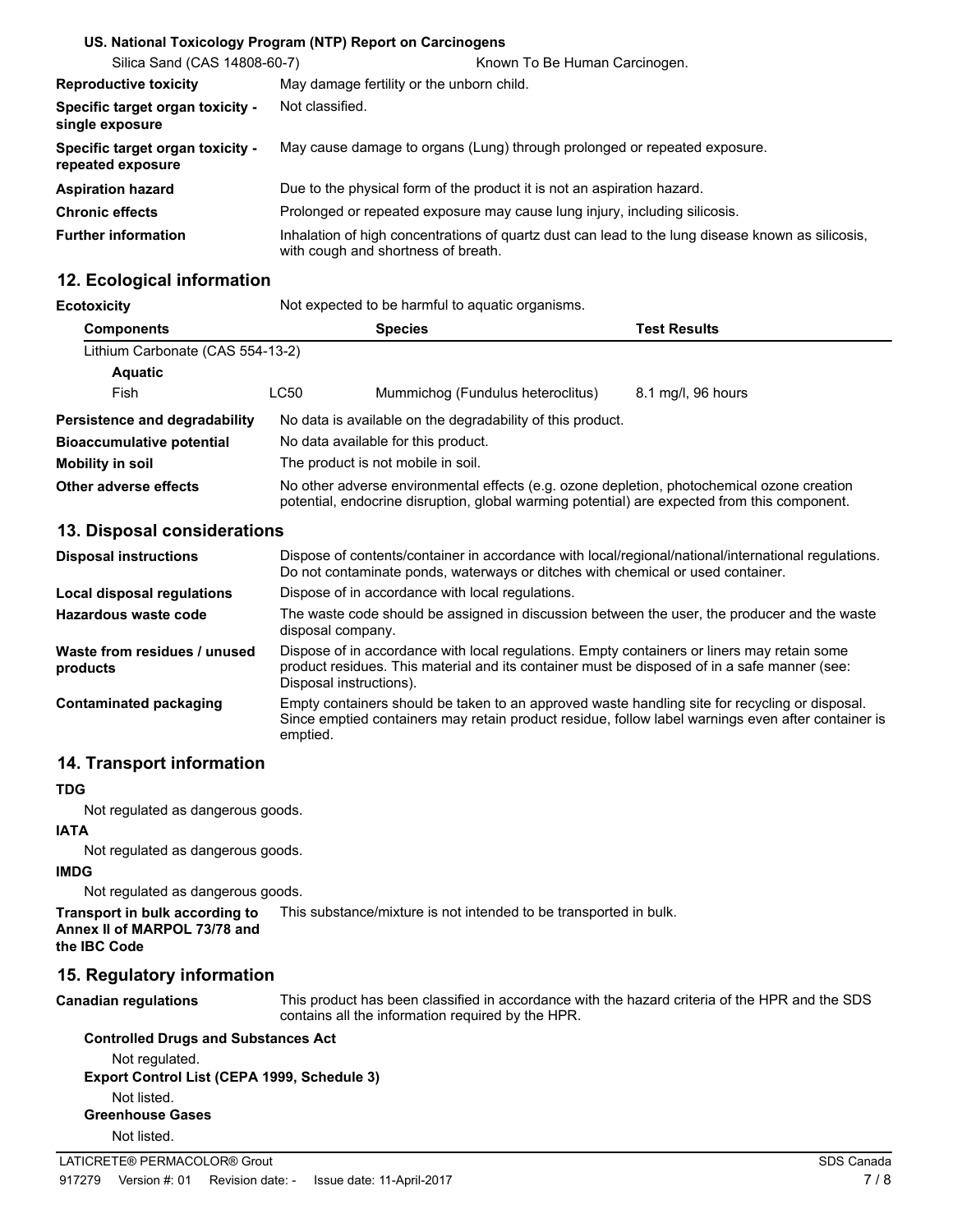**US. National Toxicology Program (NTP) Report on Carcinogens**

| | |
|---|---|
| Silica Sand (CAS 14808-60-7) | Known To Be Human Carcinogen. |

| | |
|---|---|
| **Reproductive toxicity** | May damage fertility or the unborn child. |
| **Specific target organ toxicity - single exposure** | Not classified. |
| **Specific target organ toxicity - repeated exposure** | May cause damage to organs (Lung) through prolonged or repeated exposure. |
| **Aspiration hazard** | Due to the physical form of the product it is not an aspiration hazard. |
| **Chronic effects** | Prolonged or repeated exposure may cause lung injury, including silicosis. |
| **Further information** | Inhalation of high concentrations of quartz dust can lead to the lung disease known as silicosis, with cough and shortness of breath. |

## 12. Ecological information

**Ecotoxicity** Not expected to be harmful to aquatic organisms.

| Components | | Species | Test Results |
|---|---|---|---|
| Lithium Carbonate (CAS 554-13-2) | | | |
| **Aquatic** | | | |
| Fish | LC50 | Mummichog (Fundulus heteroclitus) | 8.1 mg/l, 96 hours |

| | |
|---|---|
| **Persistence and degradability** | No data is available on the degradability of this product. |
| **Bioaccumulative potential** | No data available for this product. |
| **Mobility in soil** | The product is not mobile in soil. |
| **Other adverse effects** | No other adverse environmental effects (e.g. ozone depletion, photochemical ozone creation potential, endocrine disruption, global warming potential) are expected from this component. |

## 13. Disposal considerations

| | |
|---|---|
| **Disposal instructions** | Dispose of contents/container in accordance with local/regional/national/international regulations. Do not contaminate ponds, waterways or ditches with chemical or used container. |
| **Local disposal regulations** | Dispose of in accordance with local regulations. |
| **Hazardous waste code** | The waste code should be assigned in discussion between the user, the producer and the waste disposal company. |
| **Waste from residues / unused products** | Dispose of in accordance with local regulations. Empty containers or liners may retain some product residues. This material and its container must be disposed of in a safe manner (see: Disposal instructions). |
| **Contaminated packaging** | Empty containers should be taken to an approved waste handling site for recycling or disposal. Since emptied containers may retain product residue, follow label warnings even after container is emptied. |

## 14. Transport information

**TDG**

Not regulated as dangerous goods.

**IATA**

Not regulated as dangerous goods.

**IMDG**

Not regulated as dangerous goods.

**Transport in bulk according to Annex II of MARPOL 73/78 and the IBC Code** This substance/mixture is not intended to be transported in bulk.

## 15. Regulatory information

**Canadian regulations** This product has been classified in accordance with the hazard criteria of the HPR and the SDS contains all the information required by the HPR.

**Controlled Drugs and Substances Act**

Not regulated.

**Export Control List (CEPA 1999, Schedule 3)**

Not listed.

**Greenhouse Gases**

Not listed.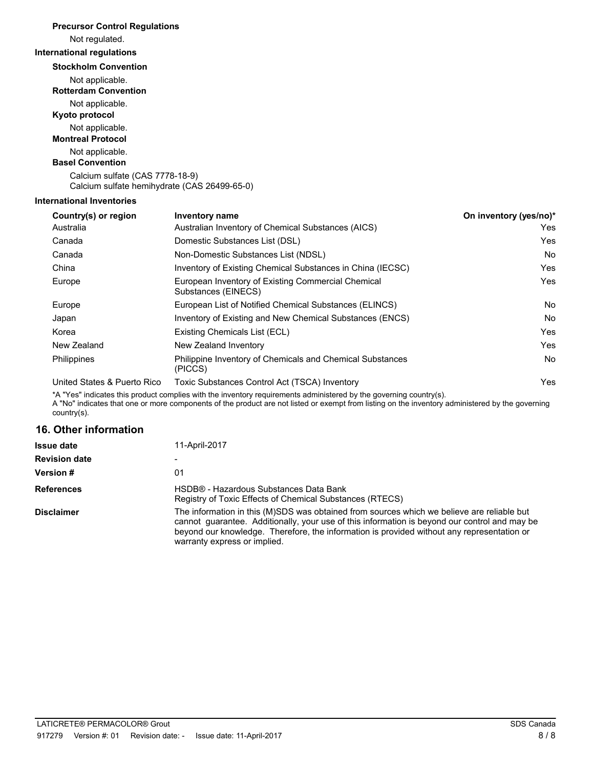**Precursor Control Regulations**

Not regulated.

**International regulations**

**Stockholm Convention**

Not applicable.

**Rotterdam Convention**

Not applicable.

**Kyoto protocol**

Not applicable.

**Montreal Protocol**

Not applicable.

**Basel Convention**

Calcium sulfate (CAS 7778-18-9)
Calcium sulfate hemihydrate (CAS 26499-65-0)

**International Inventories**

| Country(s) or region | Inventory name | On inventory (yes/no)* |
|---|---|---|
| Australia | Australian Inventory of Chemical Substances (AICS) | Yes |
| Canada | Domestic Substances List (DSL) | Yes |
| Canada | Non-Domestic Substances List (NDSL) | No |
| China | Inventory of Existing Chemical Substances in China (IECSC) | Yes |
| Europe | European Inventory of Existing Commercial Chemical Substances (EINECS) | Yes |
| Europe | European List of Notified Chemical Substances (ELINCS) | No |
| Japan | Inventory of Existing and New Chemical Substances (ENCS) | No |
| Korea | Existing Chemicals List (ECL) | Yes |
| New Zealand | New Zealand Inventory | Yes |
| Philippines | Philippine Inventory of Chemicals and Chemical Substances (PICCS) | No |
| United States & Puerto Rico | Toxic Substances Control Act (TSCA) Inventory | Yes |

*A "Yes" indicates this product complies with the inventory requirements administered by the governing country(s).
A "No" indicates that one or more components of the product are not listed or exempt from listing on the inventory administered by the governing country(s).

## 16. Other information

**Issue date** 11-April-2017

**Revision date** -

**Version #** 01

**References** HSDB® - Hazardous Substances Data Bank
Registry of Toxic Effects of Chemical Substances (RTECS)

**Disclaimer** The information in this (M)SDS was obtained from sources which we believe are reliable but cannot guarantee. Additionally, your use of this information is beyond our control and may be beyond our knowledge. Therefore, the information is provided without any representation or warranty express or implied.